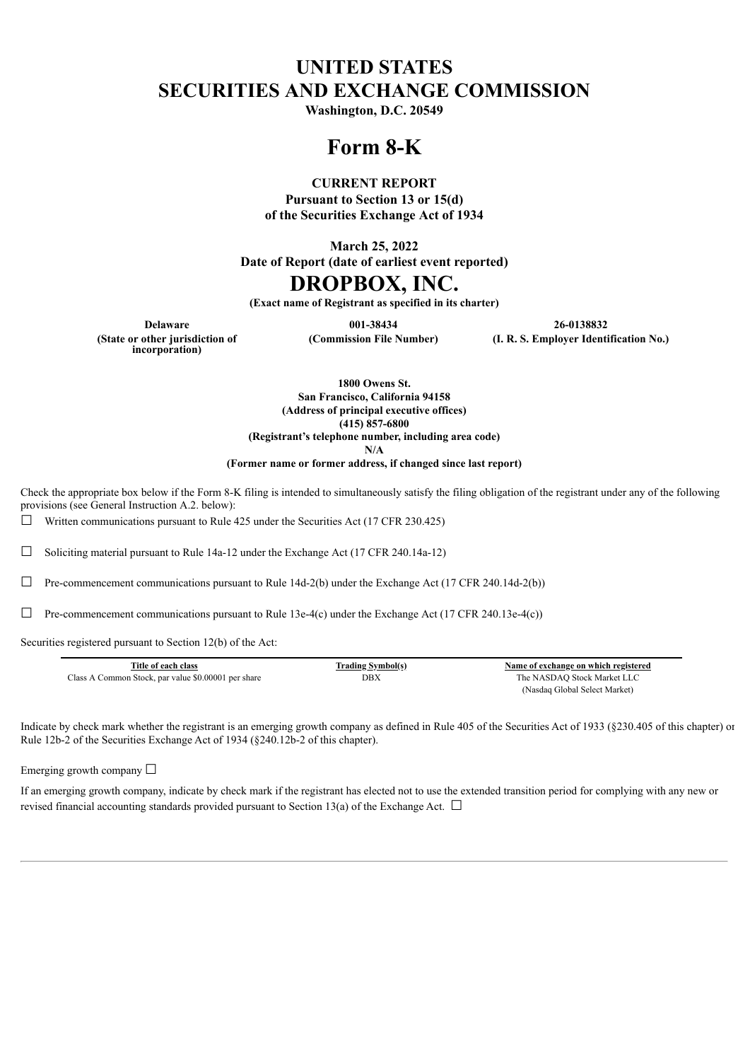# UNITED STATES
# SECURITIES AND EXCHANGE COMMISSION

**Washington, D.C. 20549**

# Form 8-K

**CURRENT REPORT**
**Pursuant to Section 13 or 15(d)**
**of the Securities Exchange Act of 1934**

**March 25, 2022**
**Date of Report (date of earliest event reported)**

# DROPBOX, INC.

**(Exact name of Registrant as specified in its charter)**

| Delaware | 001-38434 | 26-0138832 |
|---|---|---|
| (State or other jurisdiction of incorporation) | (Commission File Number) | (I. R. S. Employer Identification No.) |

**1800 Owens St.**
**San Francisco, California 94158**
**(Address of principal executive offices)**
**(415) 857-6800**
**(Registrant's telephone number, including area code)**
**N/A**
**(Former name or former address, if changed since last report)**

Check the appropriate box below if the Form 8-K filing is intended to simultaneously satisfy the filing obligation of the registrant under any of the following provisions (see General Instruction A.2. below):

☐ Written communications pursuant to Rule 425 under the Securities Act (17 CFR 230.425)

☐ Soliciting material pursuant to Rule 14a-12 under the Exchange Act (17 CFR 240.14a-12)

☐ Pre-commencement communications pursuant to Rule 14d-2(b) under the Exchange Act (17 CFR 240.14d-2(b))

☐ Pre-commencement communications pursuant to Rule 13e-4(c) under the Exchange Act (17 CFR 240.13e-4(c))

Securities registered pursuant to Section 12(b) of the Act:

| Title of each class | Trading Symbol(s) | Name of exchange on which registered |
|---|---|---|
| Class A Common Stock, par value $0.00001 per share | DBX | The NASDAQ Stock Market LLC (Nasdaq Global Select Market) |

Indicate by check mark whether the registrant is an emerging growth company as defined in Rule 405 of the Securities Act of 1933 (§230.405 of this chapter) or Rule 12b-2 of the Securities Exchange Act of 1934 (§240.12b-2 of this chapter).

Emerging growth company ☐

If an emerging growth company, indicate by check mark if the registrant has elected not to use the extended transition period for complying with any new or revised financial accounting standards provided pursuant to Section 13(a) of the Exchange Act. ☐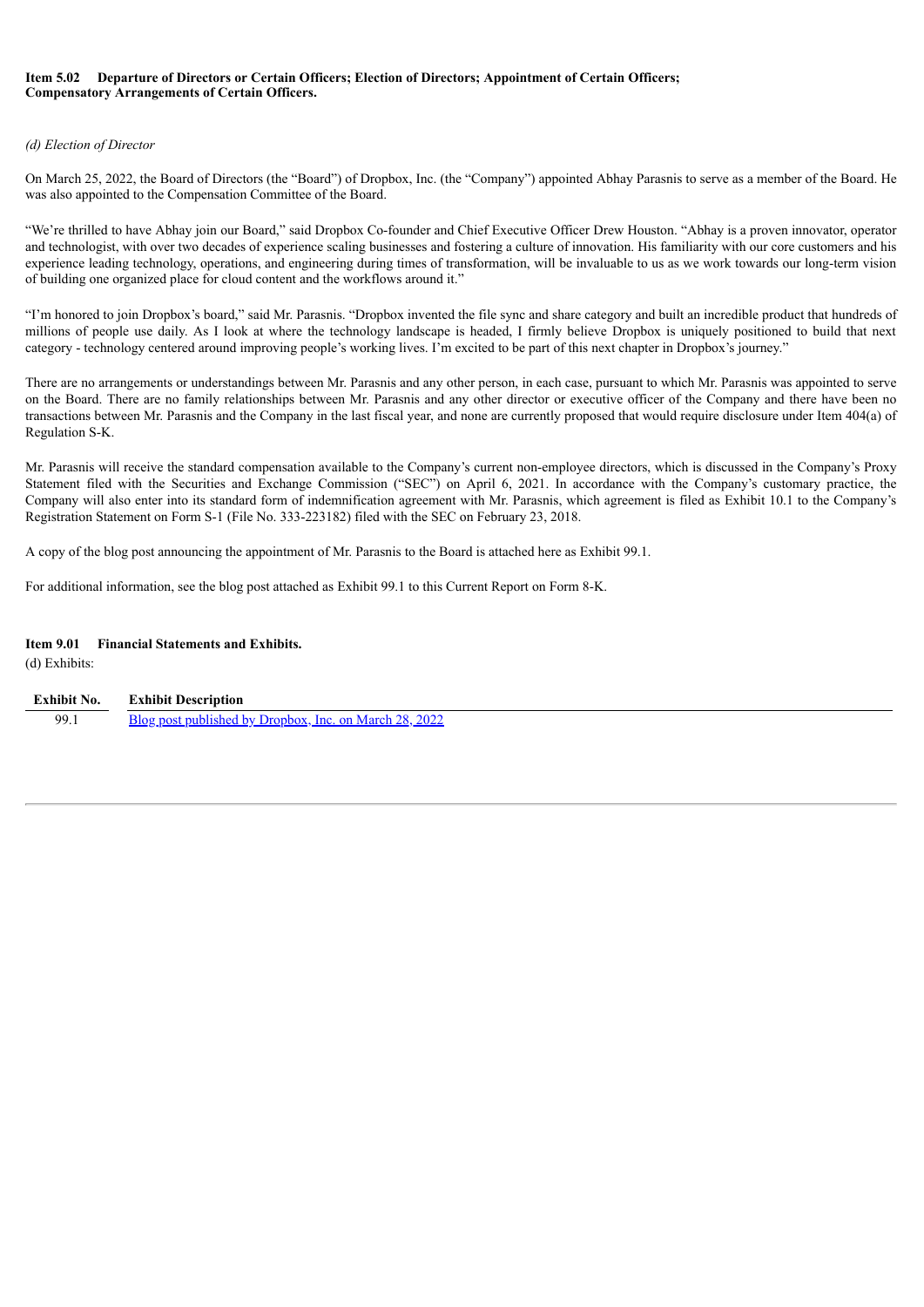**Item 5.02 Departure of Directors or Certain Officers; Election of Directors; Appointment of Certain Officers; Compensatory Arrangements of Certain Officers.**

*(d) Election of Director*

On March 25, 2022, the Board of Directors (the "Board") of Dropbox, Inc. (the "Company") appointed Abhay Parasnis to serve as a member of the Board. He was also appointed to the Compensation Committee of the Board.

"We're thrilled to have Abhay join our Board," said Dropbox Co-founder and Chief Executive Officer Drew Houston. "Abhay is a proven innovator, operator and technologist, with over two decades of experience scaling businesses and fostering a culture of innovation. His familiarity with our core customers and his experience leading technology, operations, and engineering during times of transformation, will be invaluable to us as we work towards our long-term vision of building one organized place for cloud content and the workflows around it."

"I'm honored to join Dropbox's board," said Mr. Parasnis. "Dropbox invented the file sync and share category and built an incredible product that hundreds of millions of people use daily. As I look at where the technology landscape is headed, I firmly believe Dropbox is uniquely positioned to build that next category - technology centered around improving people's working lives. I'm excited to be part of this next chapter in Dropbox's journey."

There are no arrangements or understandings between Mr. Parasnis and any other person, in each case, pursuant to which Mr. Parasnis was appointed to serve on the Board. There are no family relationships between Mr. Parasnis and any other director or executive officer of the Company and there have been no transactions between Mr. Parasnis and the Company in the last fiscal year, and none are currently proposed that would require disclosure under Item 404(a) of Regulation S-K.

Mr. Parasnis will receive the standard compensation available to the Company's current non-employee directors, which is discussed in the Company's Proxy Statement filed with the Securities and Exchange Commission ("SEC") on April 6, 2021. In accordance with the Company's customary practice, the Company will also enter into its standard form of indemnification agreement with Mr. Parasnis, which agreement is filed as Exhibit 10.1 to the Company's Registration Statement on Form S-1 (File No. 333-223182) filed with the SEC on February 23, 2018.

A copy of the blog post announcing the appointment of Mr. Parasnis to the Board is attached here as Exhibit 99.1.

For additional information, see the blog post attached as Exhibit 99.1 to this Current Report on Form 8-K.

**Item 9.01 Financial Statements and Exhibits.**

(d) Exhibits:

| Exhibit No. | Exhibit Description |
|---|---|
| 99.1 | Blog post published by Dropbox, Inc. on March 28, 2022 |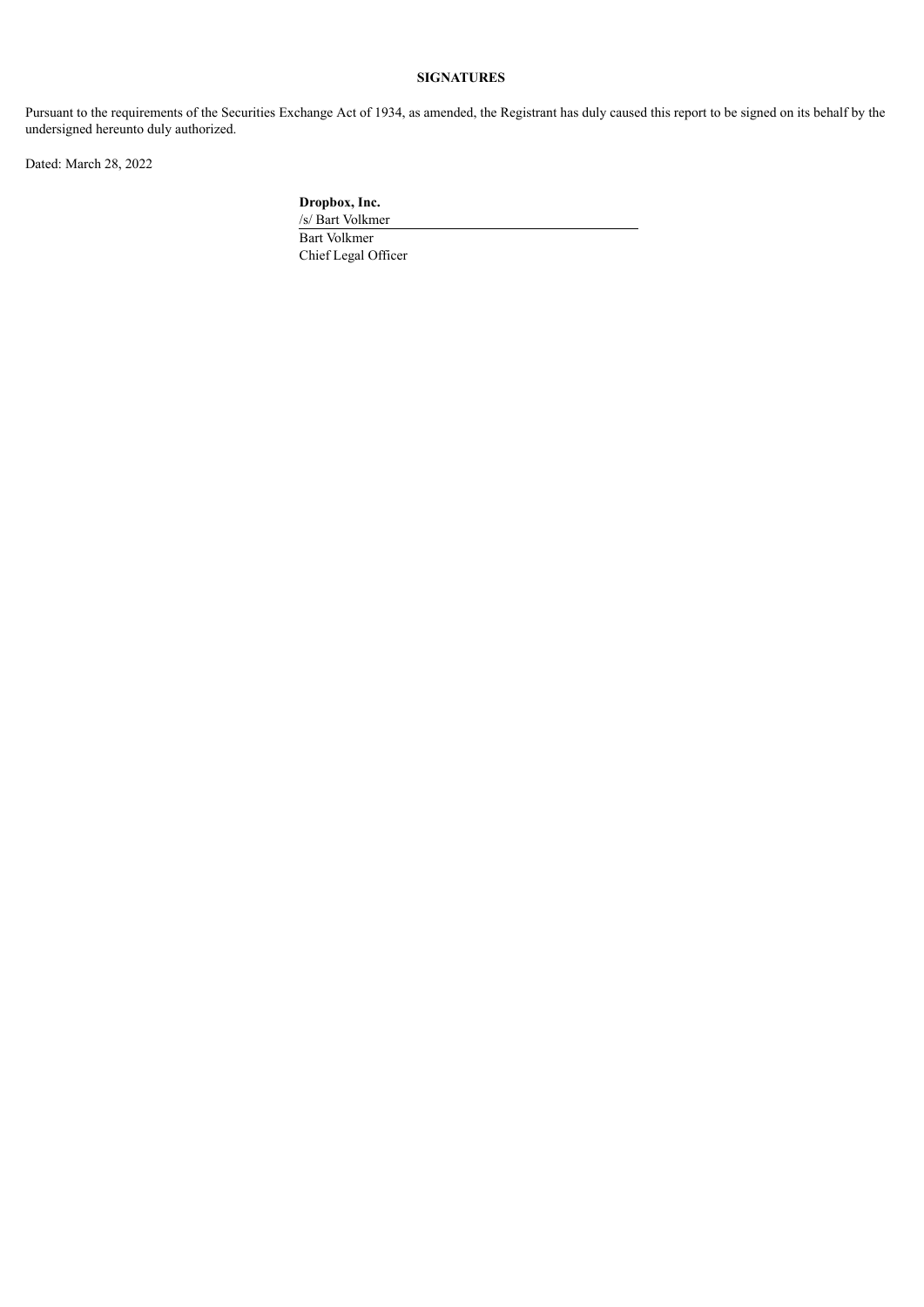**SIGNATURES**

Pursuant to the requirements of the Securities Exchange Act of 1934, as amended, the Registrant has duly caused this report to be signed on its behalf by the undersigned hereunto duly authorized.

Dated: March 28, 2022

**Dropbox, Inc.**

/s/ Bart Volkmer

Bart Volkmer

Chief Legal Officer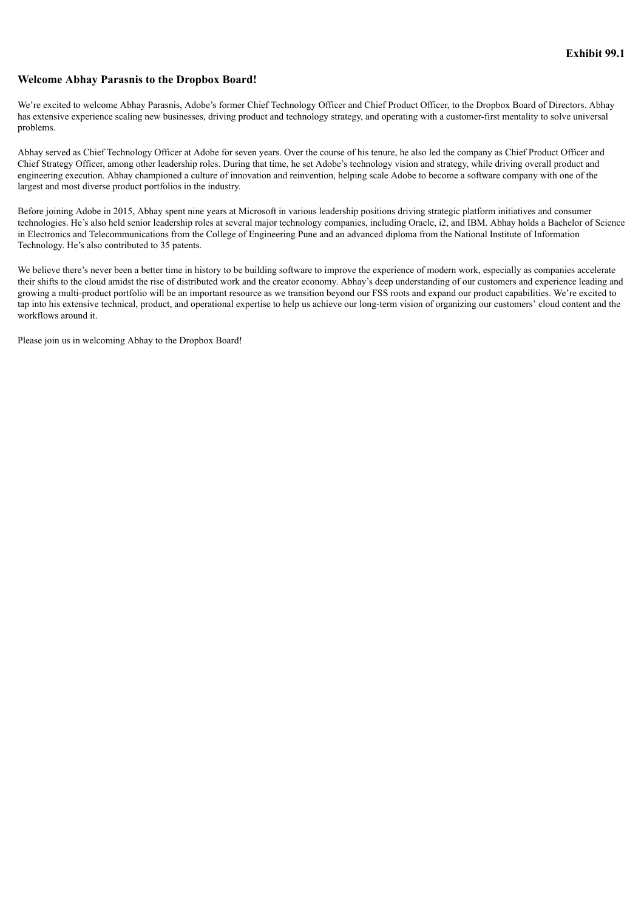**Exhibit 99.1**

## Welcome Abhay Parasnis to the Dropbox Board!

We're excited to welcome Abhay Parasnis, Adobe's former Chief Technology Officer and Chief Product Officer, to the Dropbox Board of Directors. Abhay has extensive experience scaling new businesses, driving product and technology strategy, and operating with a customer-first mentality to solve universal problems.

Abhay served as Chief Technology Officer at Adobe for seven years. Over the course of his tenure, he also led the company as Chief Product Officer and Chief Strategy Officer, among other leadership roles. During that time, he set Adobe's technology vision and strategy, while driving overall product and engineering execution. Abhay championed a culture of innovation and reinvention, helping scale Adobe to become a software company with one of the largest and most diverse product portfolios in the industry.

Before joining Adobe in 2015, Abhay spent nine years at Microsoft in various leadership positions driving strategic platform initiatives and consumer technologies. He's also held senior leadership roles at several major technology companies, including Oracle, i2, and IBM. Abhay holds a Bachelor of Science in Electronics and Telecommunications from the College of Engineering Pune and an advanced diploma from the National Institute of Information Technology. He's also contributed to 35 patents.

We believe there's never been a better time in history to be building software to improve the experience of modern work, especially as companies accelerate their shifts to the cloud amidst the rise of distributed work and the creator economy. Abhay's deep understanding of our customers and experience leading and growing a multi-product portfolio will be an important resource as we transition beyond our FSS roots and expand our product capabilities. We're excited to tap into his extensive technical, product, and operational expertise to help us achieve our long-term vision of organizing our customers' cloud content and the workflows around it.

Please join us in welcoming Abhay to the Dropbox Board!